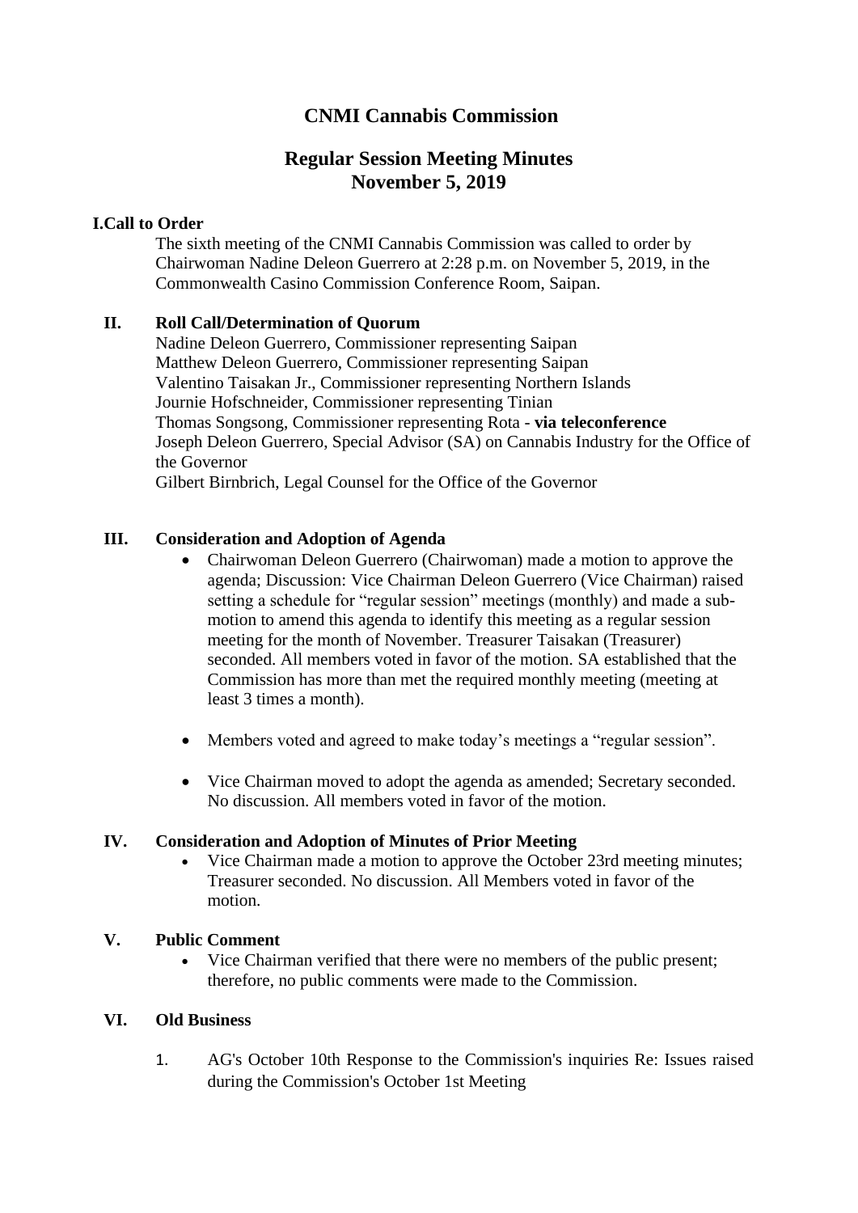# CNMI Cannabis Commission

## Regular Session Meeting Minutes
## November 5, 2019

### I. Call to Order

The sixth meeting of the CNMI Cannabis Commission was called to order by Chairwoman Nadine Deleon Guerrero at 2:28 p.m. on November 5, 2019, in the Commonwealth Casino Commission Conference Room, Saipan.

### II. Roll Call/Determination of Quorum

Nadine Deleon Guerrero, Commissioner representing Saipan
Matthew Deleon Guerrero, Commissioner representing Saipan
Valentino Taisakan Jr., Commissioner representing Northern Islands
Journie Hofschneider, Commissioner representing Tinian
Thomas Songsong, Commissioner representing Rota - **via teleconference**
Joseph Deleon Guerrero, Special Advisor (SA) on Cannabis Industry for the Office of the Governor
Gilbert Birnbrich, Legal Counsel for the Office of the Governor

### III. Consideration and Adoption of Agenda

- Chairwoman Deleon Guerrero (Chairwoman) made a motion to approve the agenda; Discussion: Vice Chairman Deleon Guerrero (Vice Chairman) raised setting a schedule for "regular session" meetings (monthly) and made a sub-motion to amend this agenda to identify this meeting as a regular session meeting for the month of November. Treasurer Taisakan (Treasurer) seconded. All members voted in favor of the motion. SA established that the Commission has more than met the required monthly meeting (meeting at least 3 times a month).

- Members voted and agreed to make today's meetings a "regular session".

- Vice Chairman moved to adopt the agenda as amended; Secretary seconded. No discussion. All members voted in favor of the motion.

### IV. Consideration and Adoption of Minutes of Prior Meeting

- Vice Chairman made a motion to approve the October 23rd meeting minutes; Treasurer seconded. No discussion. All Members voted in favor of the motion.

### V. Public Comment

- Vice Chairman verified that there were no members of the public present; therefore, no public comments were made to the Commission.

### VI. Old Business

1. AG's October 10th Response to the Commission's inquiries Re: Issues raised during the Commission's October 1st Meeting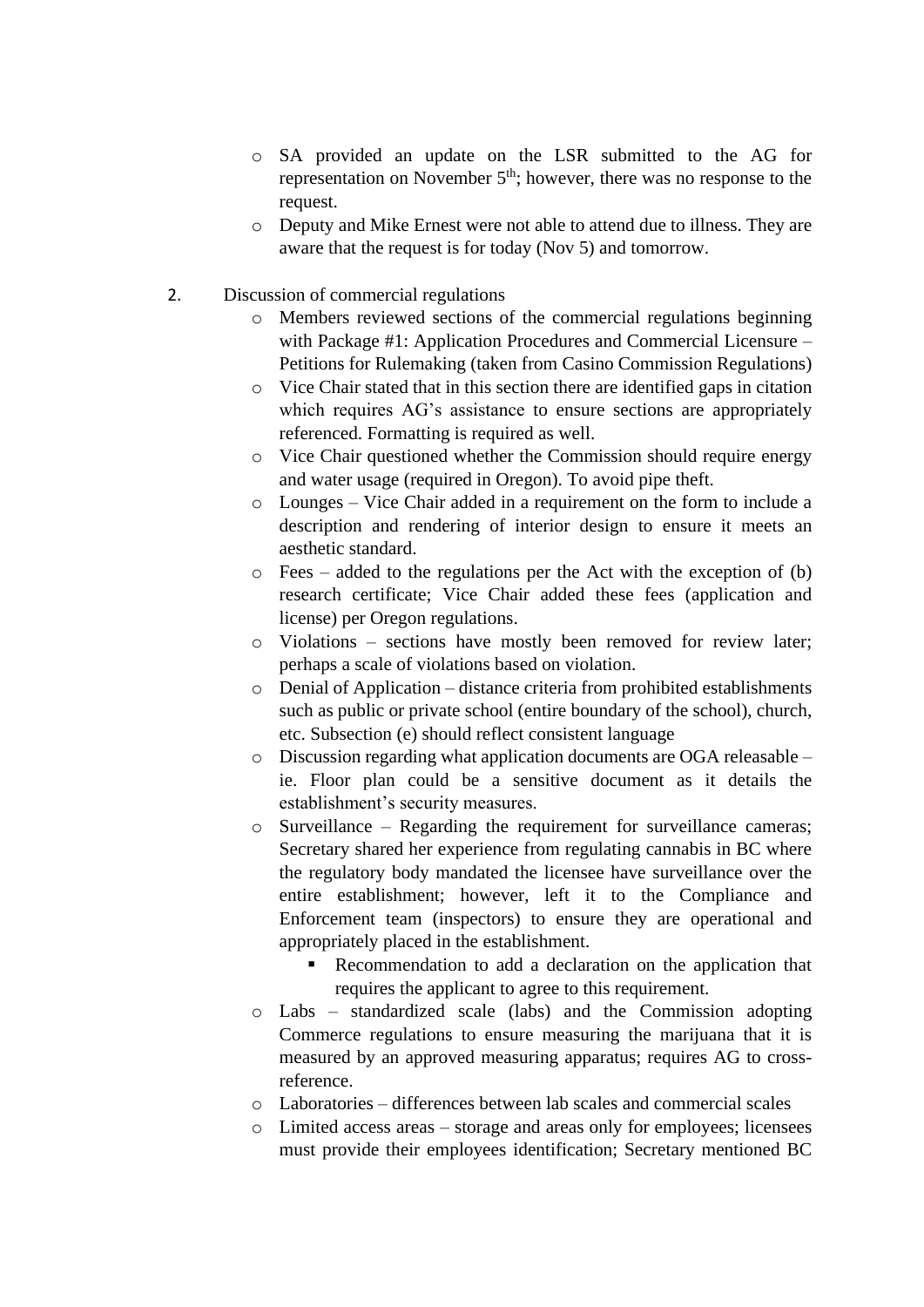- SA provided an update on the LSR submitted to the AG for representation on November 5th; however, there was no response to the request.
- Deputy and Mike Ernest were not able to attend due to illness. They are aware that the request is for today (Nov 5) and tomorrow.

2. Discussion of commercial regulations
   - Members reviewed sections of the commercial regulations beginning with Package #1: Application Procedures and Commercial Licensure – Petitions for Rulemaking (taken from Casino Commission Regulations)
   - Vice Chair stated that in this section there are identified gaps in citation which requires AG's assistance to ensure sections are appropriately referenced. Formatting is required as well.
   - Vice Chair questioned whether the Commission should require energy and water usage (required in Oregon). To avoid pipe theft.
   - Lounges – Vice Chair added in a requirement on the form to include a description and rendering of interior design to ensure it meets an aesthetic standard.
   - Fees – added to the regulations per the Act with the exception of (b) research certificate; Vice Chair added these fees (application and license) per Oregon regulations.
   - Violations – sections have mostly been removed for review later; perhaps a scale of violations based on violation.
   - Denial of Application – distance criteria from prohibited establishments such as public or private school (entire boundary of the school), church, etc. Subsection (e) should reflect consistent language
   - Discussion regarding what application documents are OGA releasable – ie. Floor plan could be a sensitive document as it details the establishment's security measures.
   - Surveillance – Regarding the requirement for surveillance cameras; Secretary shared her experience from regulating cannabis in BC where the regulatory body mandated the licensee have surveillance over the entire establishment; however, left it to the Compliance and Enforcement team (inspectors) to ensure they are operational and appropriately placed in the establishment.
     - Recommendation to add a declaration on the application that requires the applicant to agree to this requirement.
   - Labs – standardized scale (labs) and the Commission adopting Commerce regulations to ensure measuring the marijuana that it is measured by an approved measuring apparatus; requires AG to cross-reference.
   - Laboratories – differences between lab scales and commercial scales
   - Limited access areas – storage and areas only for employees; licensees must provide their employees identification; Secretary mentioned BC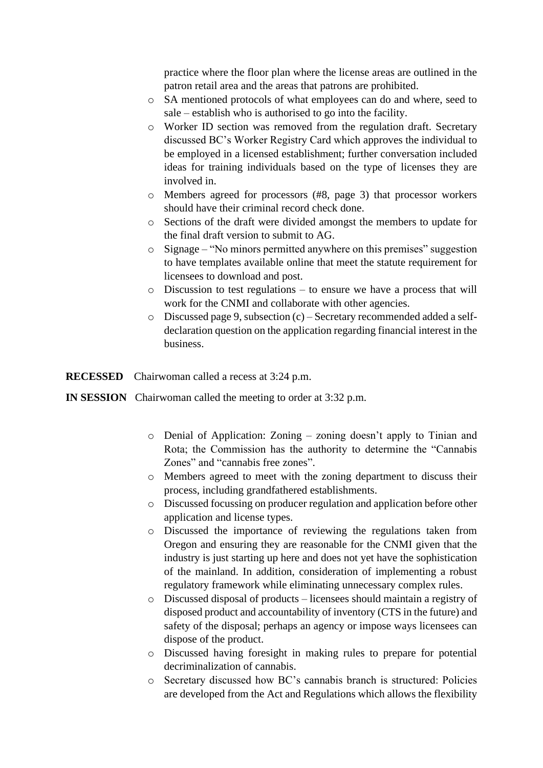practice where the floor plan where the license areas are outlined in the patron retail area and the areas that patrons are prohibited.

- SA mentioned protocols of what employees can do and where, seed to sale – establish who is authorised to go into the facility.
- Worker ID section was removed from the regulation draft. Secretary discussed BC's Worker Registry Card which approves the individual to be employed in a licensed establishment; further conversation included ideas for training individuals based on the type of licenses they are involved in.
- Members agreed for processors (#8, page 3) that processor workers should have their criminal record check done.
- Sections of the draft were divided amongst the members to update for the final draft version to submit to AG.
- Signage – "No minors permitted anywhere on this premises" suggestion to have templates available online that meet the statute requirement for licensees to download and post.
- Discussion to test regulations – to ensure we have a process that will work for the CNMI and collaborate with other agencies.
- Discussed page 9, subsection (c) – Secretary recommended added a self-declaration question on the application regarding financial interest in the business.

**RECESSED** Chairwoman called a recess at 3:24 p.m.

**IN SESSION** Chairwoman called the meeting to order at 3:32 p.m.

- Denial of Application: Zoning – zoning doesn't apply to Tinian and Rota; the Commission has the authority to determine the "Cannabis Zones" and "cannabis free zones".
- Members agreed to meet with the zoning department to discuss their process, including grandfathered establishments.
- Discussed focussing on producer regulation and application before other application and license types.
- Discussed the importance of reviewing the regulations taken from Oregon and ensuring they are reasonable for the CNMI given that the industry is just starting up here and does not yet have the sophistication of the mainland. In addition, consideration of implementing a robust regulatory framework while eliminating unnecessary complex rules.
- Discussed disposal of products – licensees should maintain a registry of disposed product and accountability of inventory (CTS in the future) and safety of the disposal; perhaps an agency or impose ways licensees can dispose of the product.
- Discussed having foresight in making rules to prepare for potential decriminalization of cannabis.
- Secretary discussed how BC's cannabis branch is structured: Policies are developed from the Act and Regulations which allows the flexibility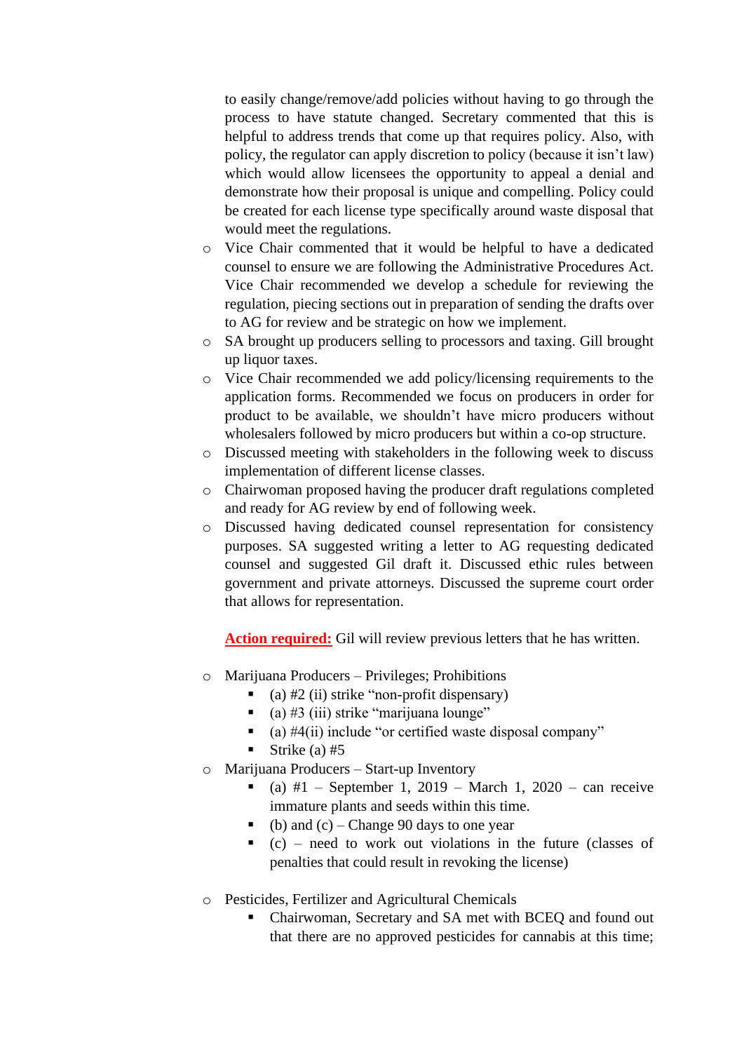to easily change/remove/add policies without having to go through the process to have statute changed. Secretary commented that this is helpful to address trends that come up that requires policy. Also, with policy, the regulator can apply discretion to policy (because it isn't law) which would allow licensees the opportunity to appeal a denial and demonstrate how their proposal is unique and compelling. Policy could be created for each license type specifically around waste disposal that would meet the regulations.

- Vice Chair commented that it would be helpful to have a dedicated counsel to ensure we are following the Administrative Procedures Act. Vice Chair recommended we develop a schedule for reviewing the regulation, piecing sections out in preparation of sending the drafts over to AG for review and be strategic on how we implement.
- SA brought up producers selling to processors and taxing. Gill brought up liquor taxes.
- Vice Chair recommended we add policy/licensing requirements to the application forms. Recommended we focus on producers in order for product to be available, we shouldn't have micro producers without wholesalers followed by micro producers but within a co-op structure.
- Discussed meeting with stakeholders in the following week to discuss implementation of different license classes.
- Chairwoman proposed having the producer draft regulations completed and ready for AG review by end of following week.
- Discussed having dedicated counsel representation for consistency purposes. SA suggested writing a letter to AG requesting dedicated counsel and suggested Gil draft it. Discussed ethic rules between government and private attorneys. Discussed the supreme court order that allows for representation.

  **Action required:** Gil will review previous letters that he has written.

- Marijuana Producers – Privileges; Prohibitions
  - (a) #2 (ii) strike "non-profit dispensary)
  - (a) #3 (iii) strike "marijuana lounge"
  - (a) #4(ii) include "or certified waste disposal company"
  - Strike (a) #5
- Marijuana Producers – Start-up Inventory
  - (a) #1 – September 1, 2019 – March 1, 2020 – can receive immature plants and seeds within this time.
  - (b) and (c) – Change 90 days to one year
  - (c) – need to work out violations in the future (classes of penalties that could result in revoking the license)

- Pesticides, Fertilizer and Agricultural Chemicals
  - Chairwoman, Secretary and SA met with BCEQ and found out that there are no approved pesticides for cannabis at this time;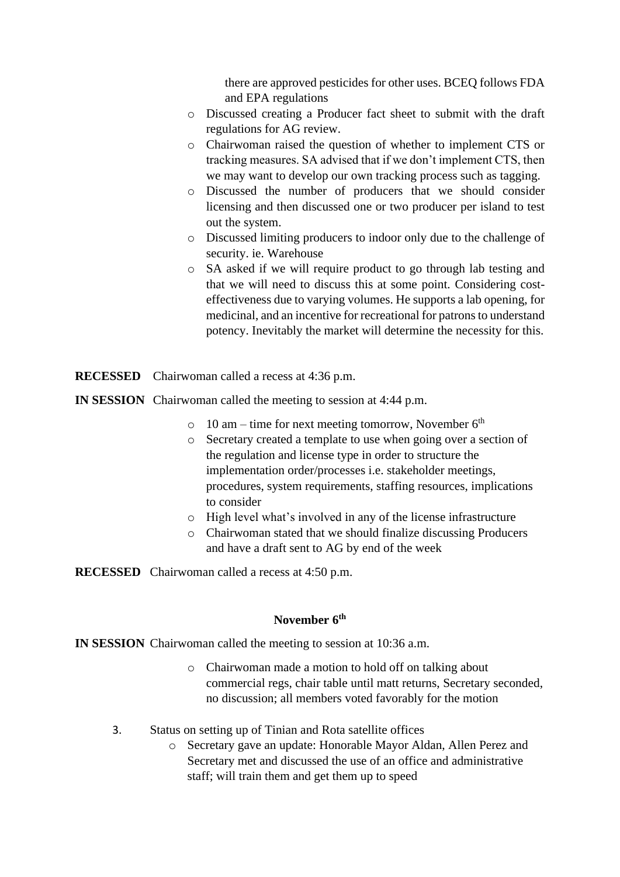there are approved pesticides for other uses. BCEQ follows FDA and EPA regulations

- Discussed creating a Producer fact sheet to submit with the draft regulations for AG review.
- Chairwoman raised the question of whether to implement CTS or tracking measures. SA advised that if we don't implement CTS, then we may want to develop our own tracking process such as tagging.
- Discussed the number of producers that we should consider licensing and then discussed one or two producer per island to test out the system.
- Discussed limiting producers to indoor only due to the challenge of security. ie. Warehouse
- SA asked if we will require product to go through lab testing and that we will need to discuss this at some point. Considering cost-effectiveness due to varying volumes. He supports a lab opening, for medicinal, and an incentive for recreational for patrons to understand potency. Inevitably the market will determine the necessity for this.

**RECESSED** Chairwoman called a recess at 4:36 p.m.

**IN SESSION** Chairwoman called the meeting to session at 4:44 p.m.

- 10 am – time for next meeting tomorrow, November 6th
- Secretary created a template to use when going over a section of the regulation and license type in order to structure the implementation order/processes i.e. stakeholder meetings, procedures, system requirements, staffing resources, implications to consider
- High level what's involved in any of the license infrastructure
- Chairwoman stated that we should finalize discussing Producers and have a draft sent to AG by end of the week

**RECESSED** Chairwoman called a recess at 4:50 p.m.

**November 6th**

**IN SESSION** Chairwoman called the meeting to session at 10:36 a.m.

- Chairwoman made a motion to hold off on talking about commercial regs, chair table until matt returns, Secretary seconded, no discussion; all members voted favorably for the motion

3. Status on setting up of Tinian and Rota satellite offices
   - Secretary gave an update: Honorable Mayor Aldan, Allen Perez and Secretary met and discussed the use of an office and administrative staff; will train them and get them up to speed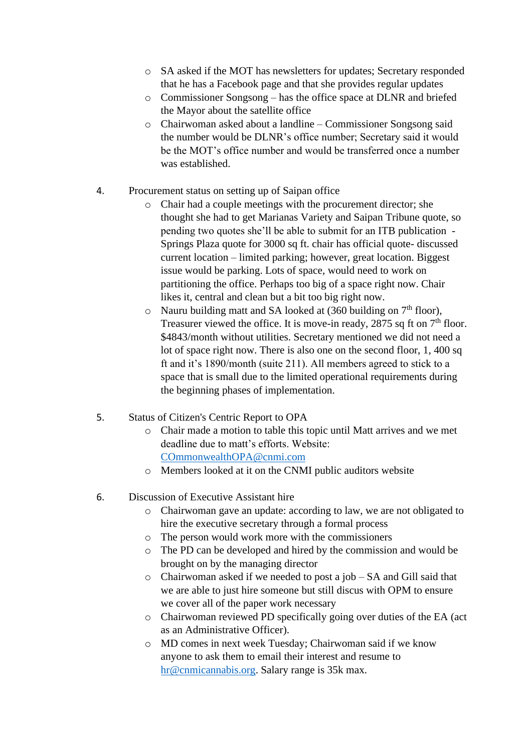- SA asked if the MOT has newsletters for updates; Secretary responded that he has a Facebook page and that she provides regular updates
- Commissioner Songsong – has the office space at DLNR and briefed the Mayor about the satellite office
- Chairwoman asked about a landline – Commissioner Songsong said the number would be DLNR's office number; Secretary said it would be the MOT's office number and would be transferred once a number was established.

4. Procurement status on setting up of Saipan office
   - Chair had a couple meetings with the procurement director; she thought she had to get Marianas Variety and Saipan Tribune quote, so pending two quotes she'll be able to submit for an ITB publication - Springs Plaza quote for 3000 sq ft. chair has official quote- discussed current location – limited parking; however, great location. Biggest issue would be parking. Lots of space, would need to work on partitioning the office. Perhaps too big of a space right now. Chair likes it, central and clean but a bit too big right now.
   - Nauru building matt and SA looked at (360 building on 7th floor), Treasurer viewed the office. It is move-in ready, 2875 sq ft on 7th floor. $4843/month without utilities. Secretary mentioned we did not need a lot of space right now. There is also one on the second floor, 1, 400 sq ft and it's 1890/month (suite 211). All members agreed to stick to a space that is small due to the limited operational requirements during the beginning phases of implementation.

5. Status of Citizen's Centric Report to OPA
   - Chair made a motion to table this topic until Matt arrives and we met deadline due to matt's efforts. Website: [COmmonwealthOPA@cnmi.com](mailto:COmmonwealthOPA@cnmi.com)
   - Members looked at it on the CNMI public auditors website

6. Discussion of Executive Assistant hire
   - Chairwoman gave an update: according to law, we are not obligated to hire the executive secretary through a formal process
   - The person would work more with the commissioners
   - The PD can be developed and hired by the commission and would be brought on by the managing director
   - Chairwoman asked if we needed to post a job – SA and Gill said that we are able to just hire someone but still discus with OPM to ensure we cover all of the paper work necessary
   - Chairwoman reviewed PD specifically going over duties of the EA (act as an Administrative Officer).
   - MD comes in next week Tuesday; Chairwoman said if we know anyone to ask them to email their interest and resume to [hr@cnmicannabis.org](mailto:hr@cnmicannabis.org). Salary range is 35k max.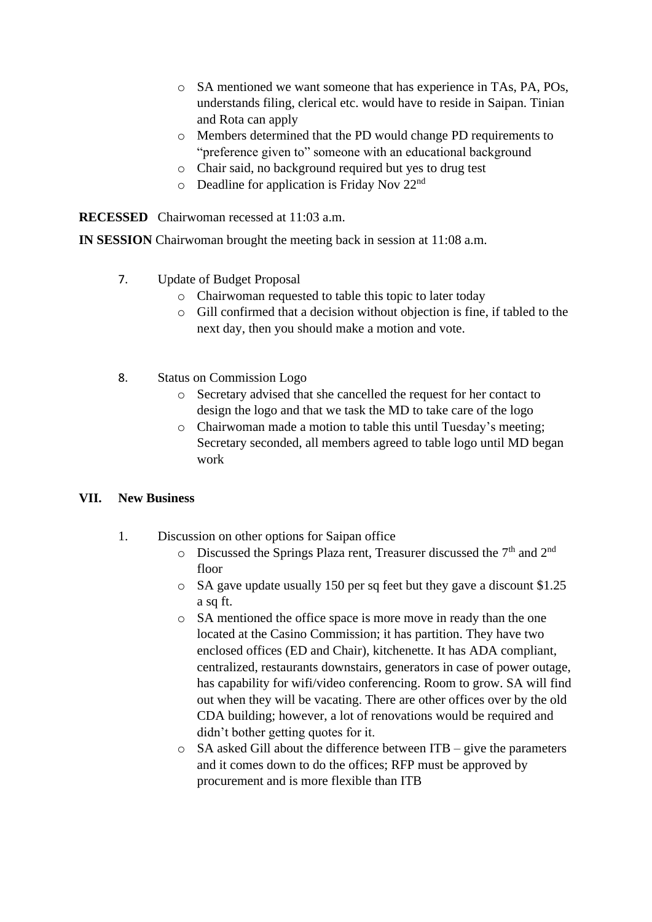- SA mentioned we want someone that has experience in TAs, PA, POs, understands filing, clerical etc. would have to reside in Saipan. Tinian and Rota can apply
- Members determined that the PD would change PD requirements to "preference given to" someone with an educational background
- Chair said, no background required but yes to drug test
- Deadline for application is Friday Nov 22nd

**RECESSED** Chairwoman recessed at 11:03 a.m.

**IN SESSION** Chairwoman brought the meeting back in session at 11:08 a.m.

7. Update of Budget Proposal
   - Chairwoman requested to table this topic to later today
   - Gill confirmed that a decision without objection is fine, if tabled to the next day, then you should make a motion and vote.

8. Status on Commission Logo
   - Secretary advised that she cancelled the request for her contact to design the logo and that we task the MD to take care of the logo
   - Chairwoman made a motion to table this until Tuesday's meeting; Secretary seconded, all members agreed to table logo until MD began work

## VII. New Business

1. Discussion on other options for Saipan office
   - Discussed the Springs Plaza rent, Treasurer discussed the 7th and 2nd floor
   - SA gave update usually 150 per sq feet but they gave a discount $1.25 a sq ft.
   - SA mentioned the office space is more move in ready than the one located at the Casino Commission; it has partition. They have two enclosed offices (ED and Chair), kitchenette. It has ADA compliant, centralized, restaurants downstairs, generators in case of power outage, has capability for wifi/video conferencing. Room to grow. SA will find out when they will be vacating. There are other offices over by the old CDA building; however, a lot of renovations would be required and didn't bother getting quotes for it.
   - SA asked Gill about the difference between ITB – give the parameters and it comes down to do the offices; RFP must be approved by procurement and is more flexible than ITB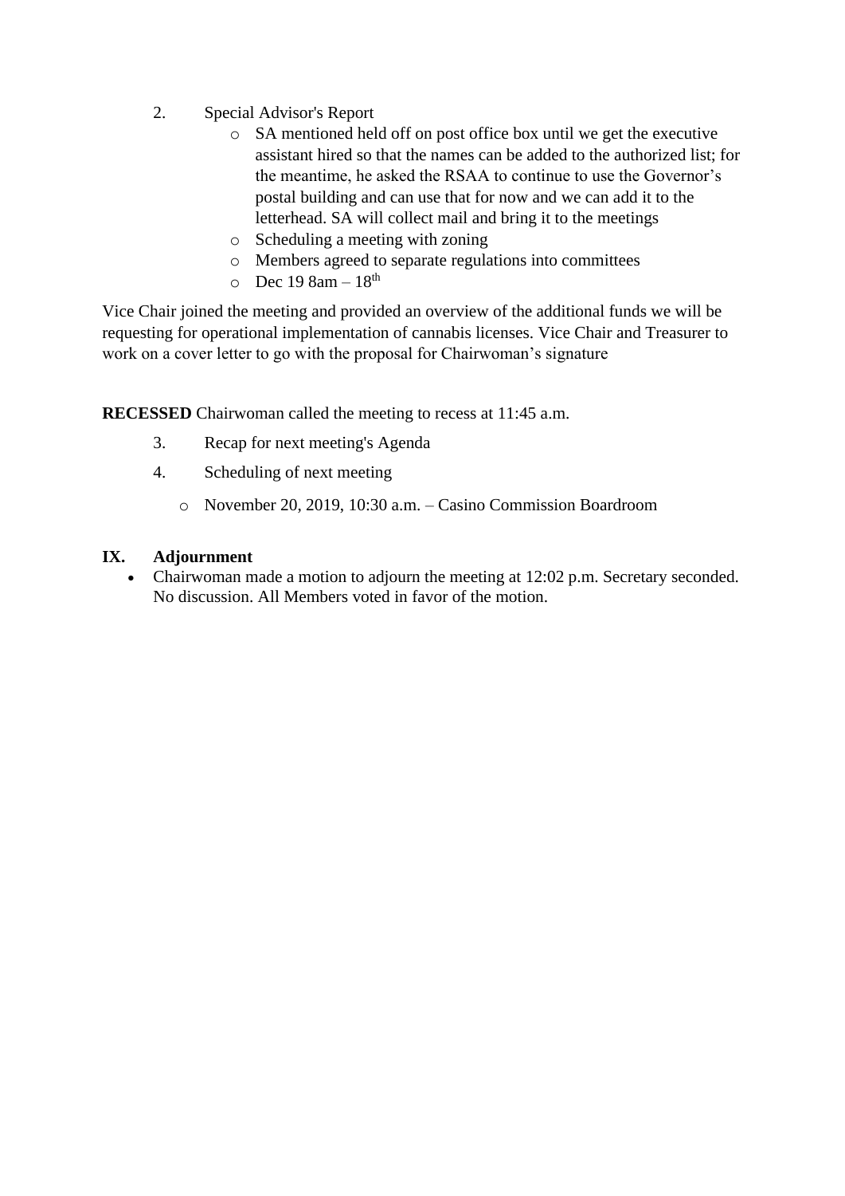2. Special Advisor's Report
   - SA mentioned held off on post office box until we get the executive assistant hired so that the names can be added to the authorized list; for the meantime, he asked the RSAA to continue to use the Governor's postal building and can use that for now and we can add it to the letterhead. SA will collect mail and bring it to the meetings
   - Scheduling a meeting with zoning
   - Members agreed to separate regulations into committees
   - Dec 19 8am – 18th

Vice Chair joined the meeting and provided an overview of the additional funds we will be requesting for operational implementation of cannabis licenses. Vice Chair and Treasurer to work on a cover letter to go with the proposal for Chairwoman's signature

**RECESSED** Chairwoman called the meeting to recess at 11:45 a.m.

3. Recap for next meeting's Agenda
4. Scheduling of next meeting
   - November 20, 2019, 10:30 a.m. – Casino Commission Boardroom

## IX. Adjournment

- Chairwoman made a motion to adjourn the meeting at 12:02 p.m. Secretary seconded. No discussion. All Members voted in favor of the motion.